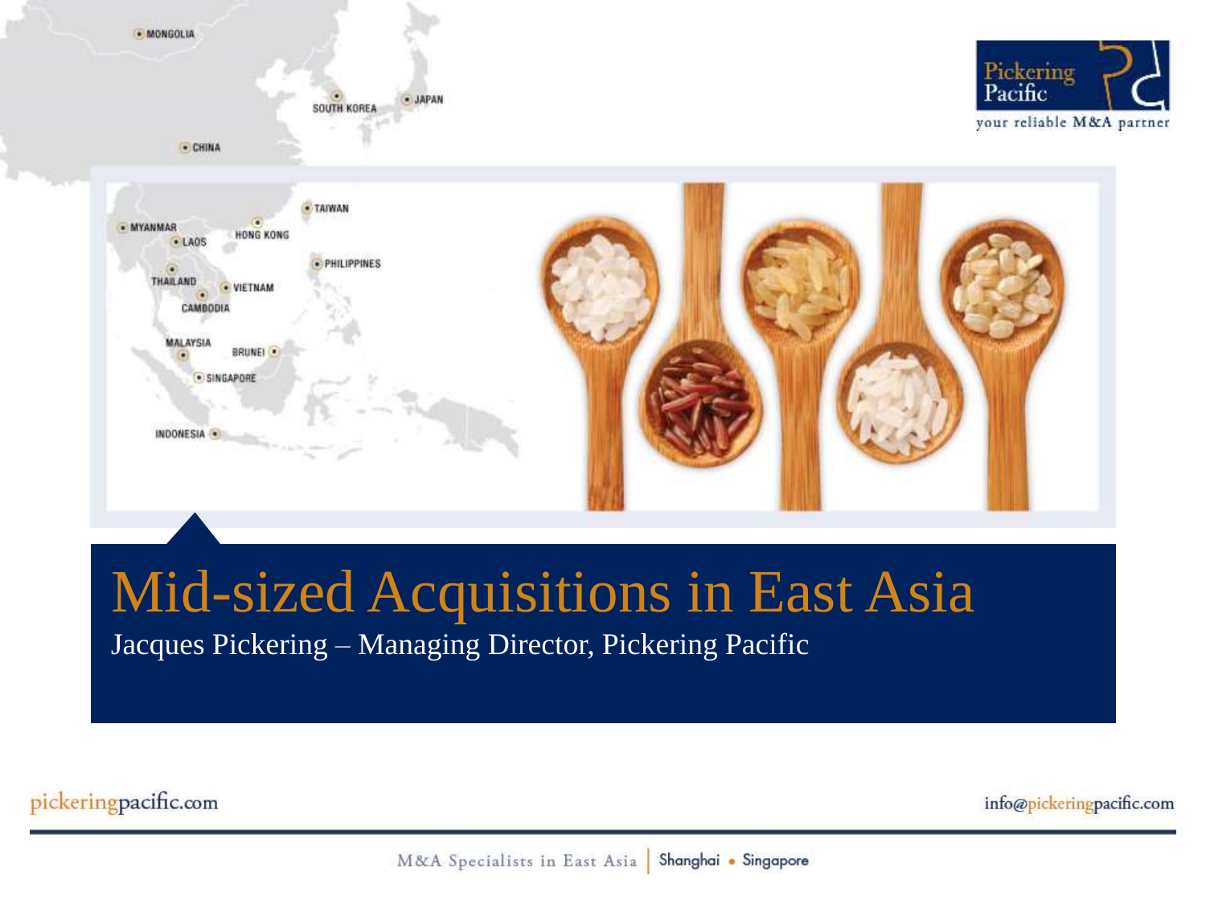# Mid-sized Acquisitions in East Asia

Jacques Pickering – Managing Director, Pickering Pacific

pickeringpacific.com

info@pickeringpacific.com

M&A Specialists in East Asia | Shanghai • Singapore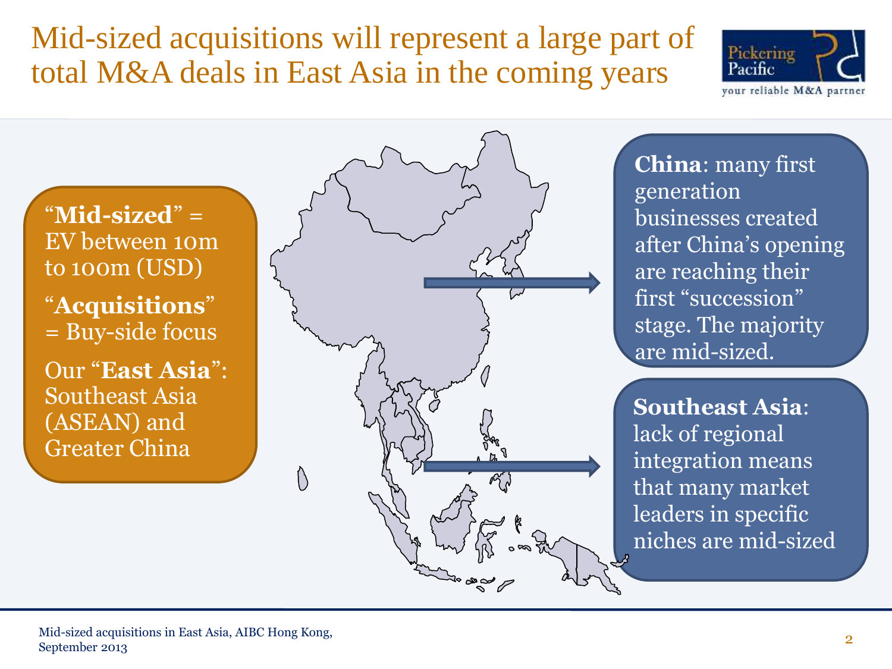# Mid-sized acquisitions will represent a large part of total M&A deals in East Asia in the coming years

"**Mid-sized**" = EV between 10m to 100m (USD)

"**Acquisitions**" = Buy-side focus

Our "**East Asia**": Southeast Asia (ASEAN) and Greater China

**China**: many first generation businesses created after China's opening are reaching their first "succession" stage. The majority are mid-sized.

**Southeast Asia**: lack of regional integration means that many market leaders in specific niches are mid-sized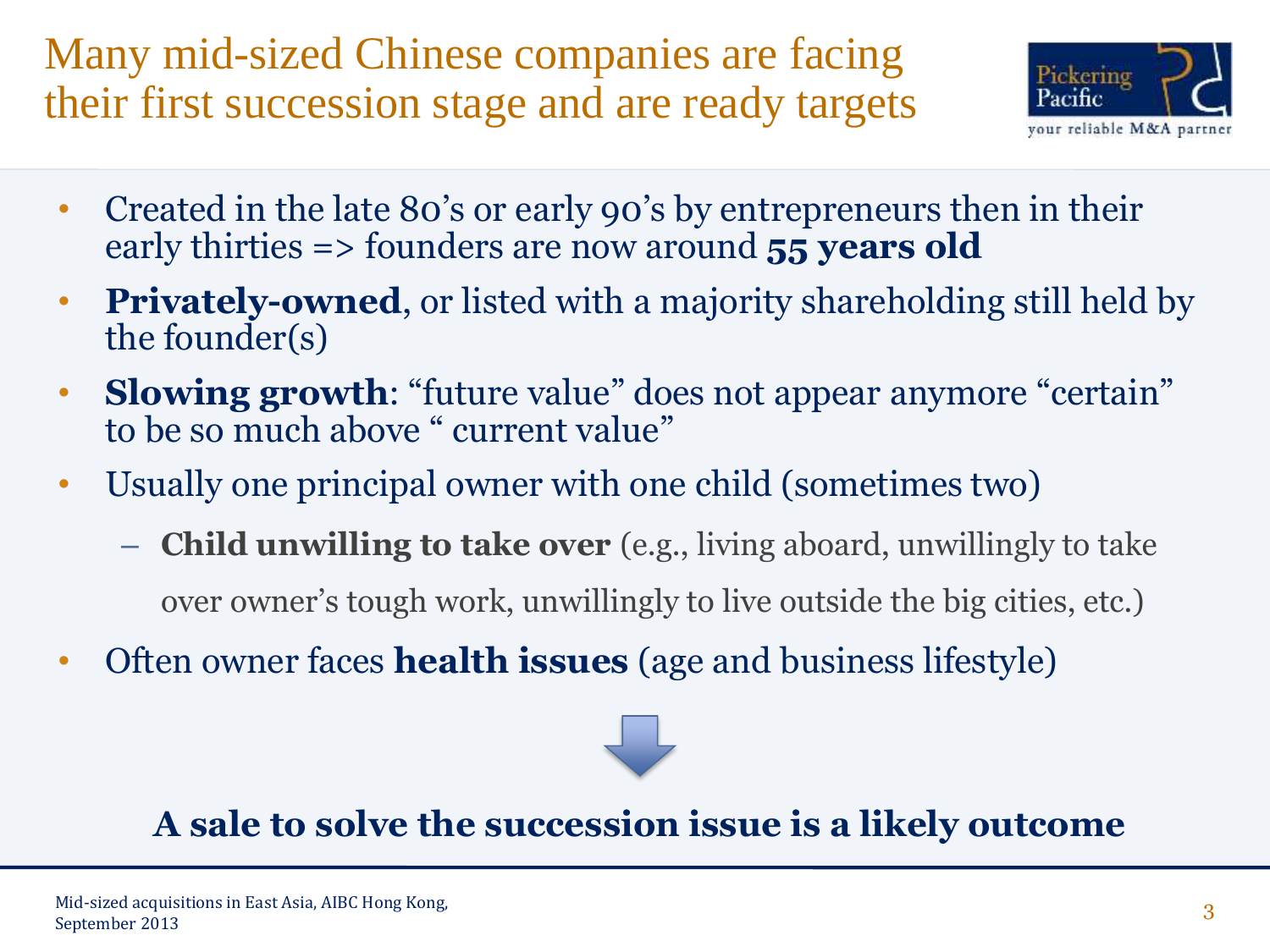# Many mid-sized Chinese companies are facing their first succession stage and are ready targets

- Created in the late 80's or early 90's by entrepreneurs then in their early thirties => founders are now around **55 years old**
- **Privately-owned**, or listed with a majority shareholding still held by the founder(s)
- **Slowing growth**: "future value" does not appear anymore "certain" to be so much above " current value"
- Usually one principal owner with one child (sometimes two)
  - **Child unwilling to take over** (e.g., living aboard, unwillingly to take over owner's tough work, unwillingly to live outside the big cities, etc.)
- Often owner faces **health issues** (age and business lifestyle)

**A sale to solve the succession issue is a likely outcome**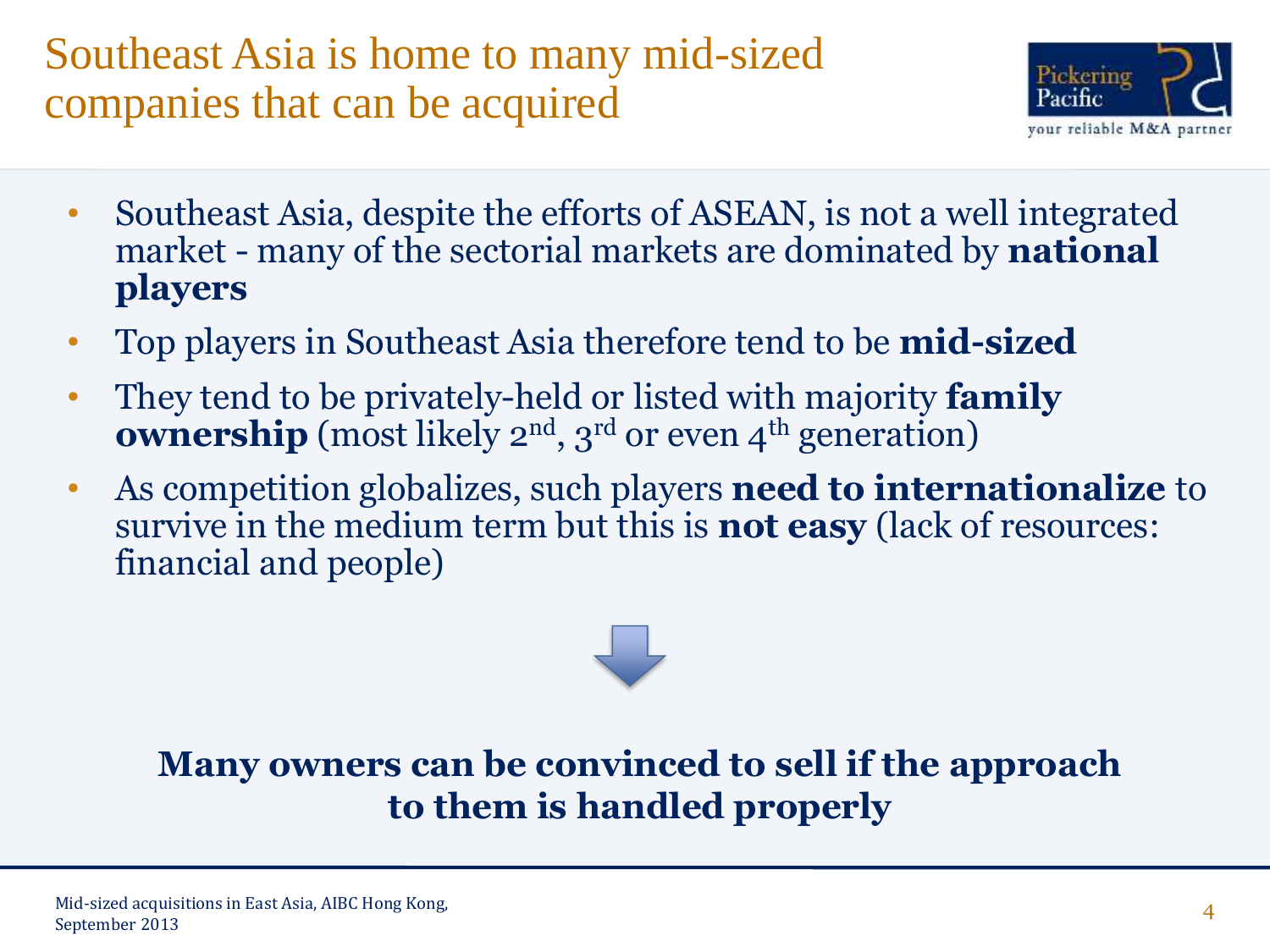# Southeast Asia is home to many mid-sized companies that can be acquired

- Southeast Asia, despite the efforts of ASEAN, is not a well integrated market - many of the sectorial markets are dominated by **national players**
- Top players in Southeast Asia therefore tend to be **mid-sized**
- They tend to be privately-held or listed with majority **family ownership** (most likely 2nd, 3rd or even 4th generation)
- As competition globalizes, such players **need to internationalize** to survive in the medium term but this is **not easy** (lack of resources: financial and people)

**Many owners can be convinced to sell if the approach to them is handled properly**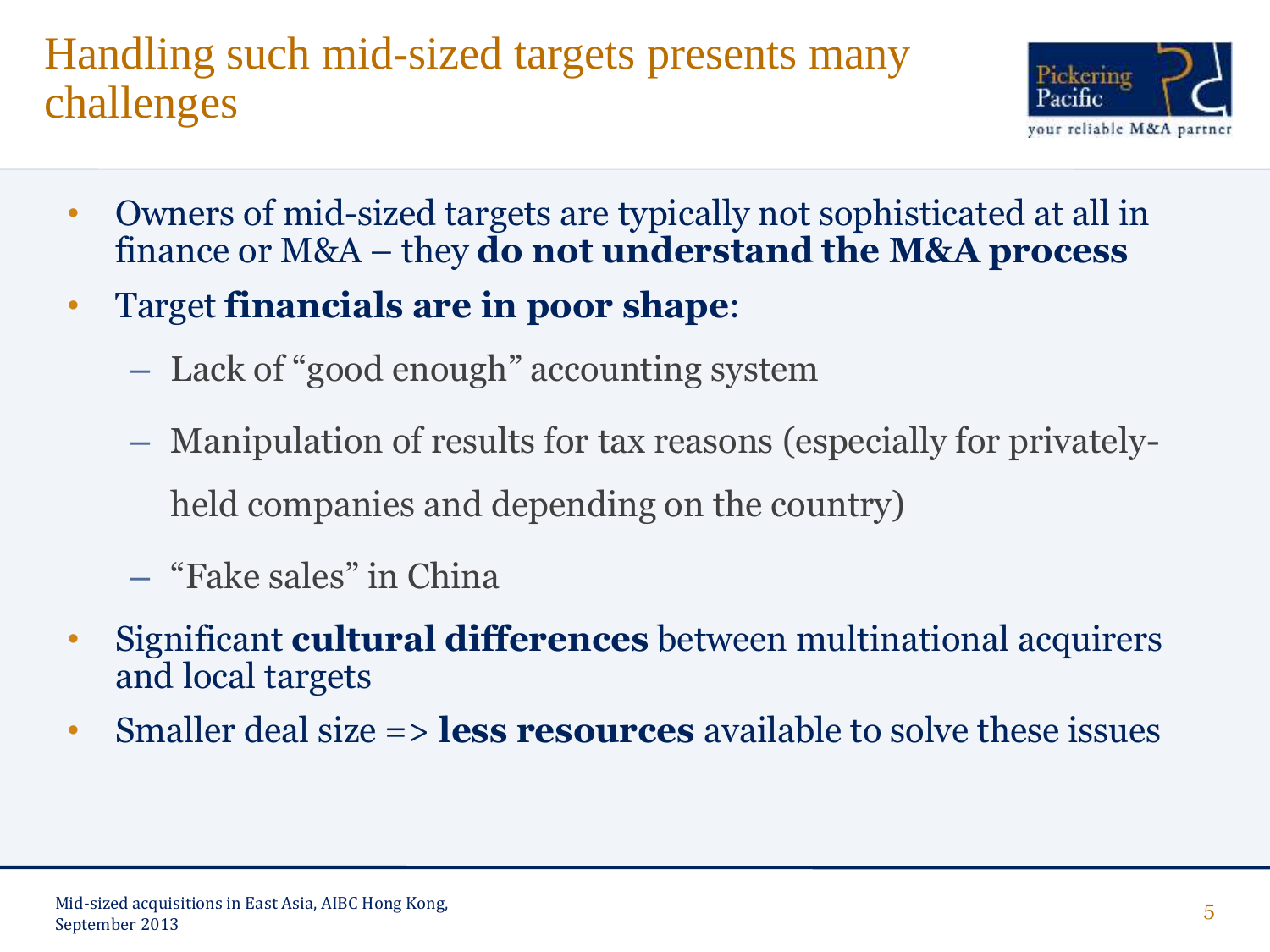# Handling such mid-sized targets presents many challenges

- Owners of mid-sized targets are typically not sophisticated at all in finance or M&A – they **do not understand the M&A process**
- Target **financials are in poor shape**:
  - Lack of "good enough" accounting system
  - Manipulation of results for tax reasons (especially for privately-held companies and depending on the country)
  - "Fake sales" in China
- Significant **cultural differences** between multinational acquirers and local targets
- Smaller deal size => **less resources** available to solve these issues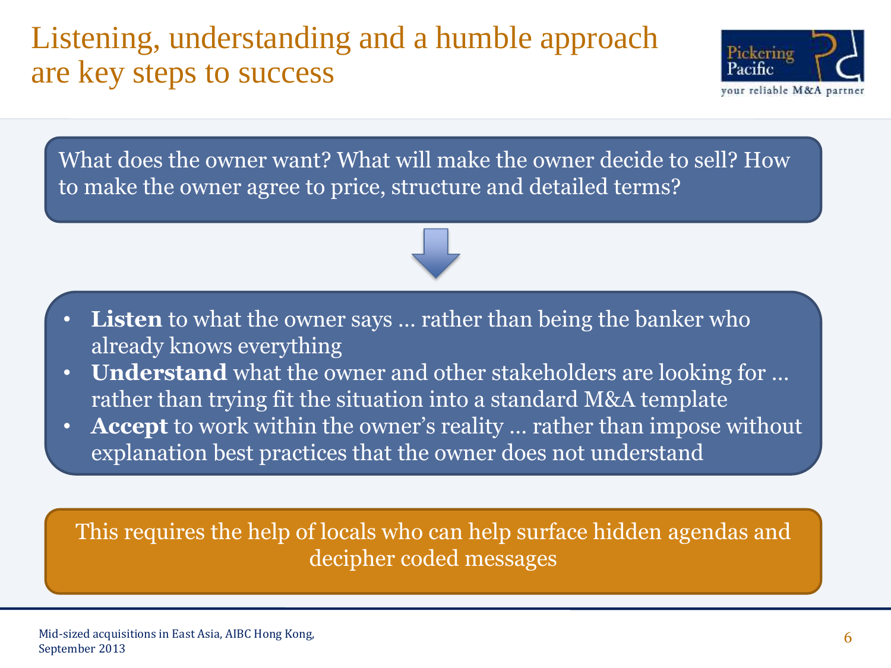# Listening, understanding and a humble approach are key steps to success

What does the owner want? What will make the owner decide to sell? How to make the owner agree to price, structure and detailed terms?

- **Listen** to what the owner says … rather than being the banker who already knows everything
- **Understand** what the owner and other stakeholders are looking for … rather than trying fit the situation into a standard M&A template
- **Accept** to work within the owner's reality … rather than impose without explanation best practices that the owner does not understand

This requires the help of locals who can help surface hidden agendas and decipher coded messages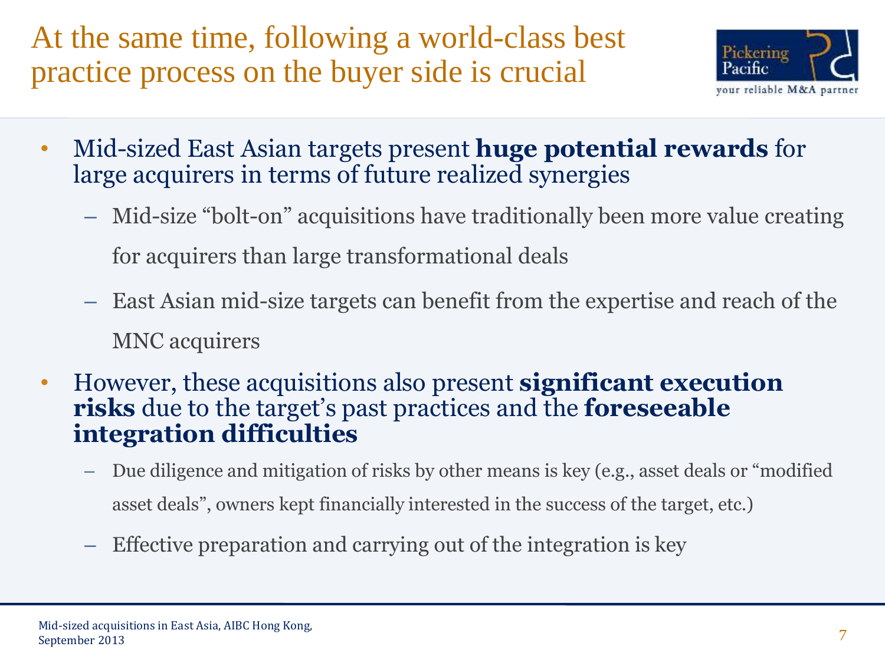# At the same time, following a world-class best practice process on the buyer side is crucial

- Mid-sized East Asian targets present **huge potential rewards** for large acquirers in terms of future realized synergies
  - Mid-size "bolt-on" acquisitions have traditionally been more value creating for acquirers than large transformational deals
  - East Asian mid-size targets can benefit from the expertise and reach of the MNC acquirers
- However, these acquisitions also present **significant execution risks** due to the target's past practices and the **foreseeable integration difficulties**
  - Due diligence and mitigation of risks by other means is key (e.g., asset deals or "modified asset deals", owners kept financially interested in the success of the target, etc.)
  - Effective preparation and carrying out of the integration is key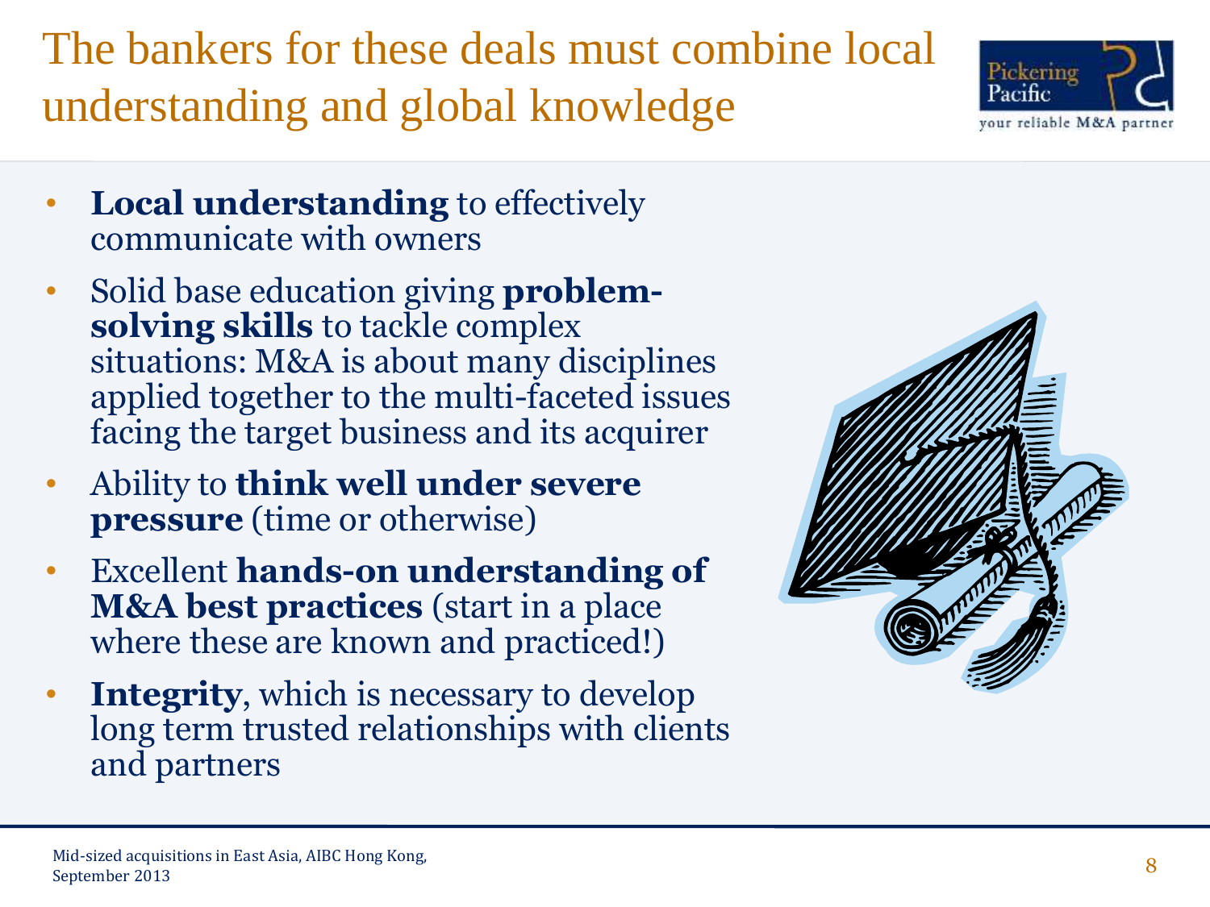# The bankers for these deals must combine local understanding and global knowledge

- **Local understanding** to effectively communicate with owners
- Solid base education giving **problem-solving skills** to tackle complex situations: M&A is about many disciplines applied together to the multi-faceted issues facing the target business and its acquirer
- Ability to **think well under severe pressure** (time or otherwise)
- Excellent **hands-on understanding of M&A best practices** (start in a place where these are known and practiced!)
- **Integrity**, which is necessary to develop long term trusted relationships with clients and partners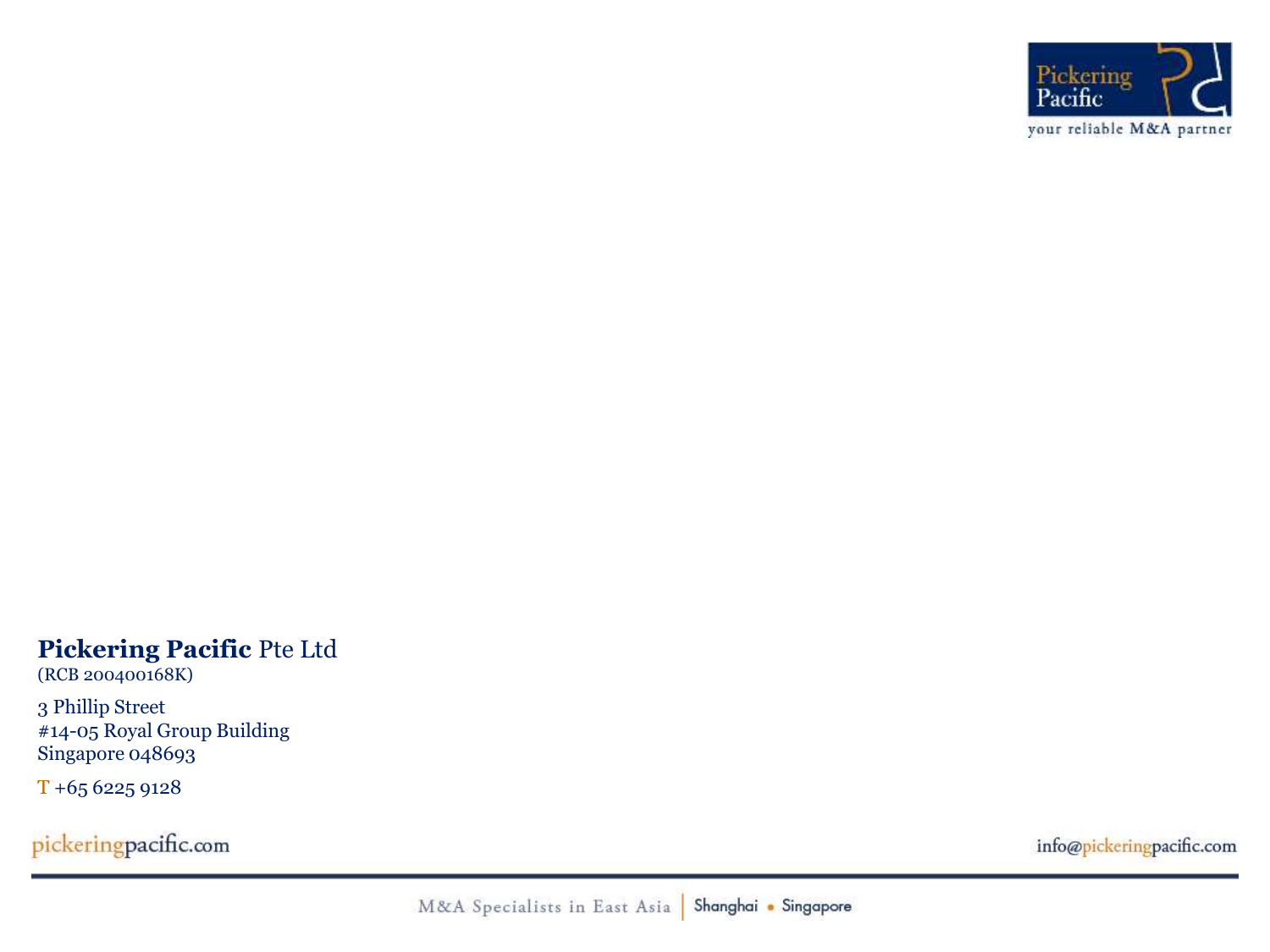Pickering Pacific

your reliable M&A partner

**Pickering Pacific** Pte Ltd
(RCB 200400168K)

3 Phillip Street
#14-05 Royal Group Building
Singapore 048693

T +65 6225 9128

pickeringpacific.com

info@pickeringpacific.com

M&A Specialists in East Asia | Shanghai • Singapore